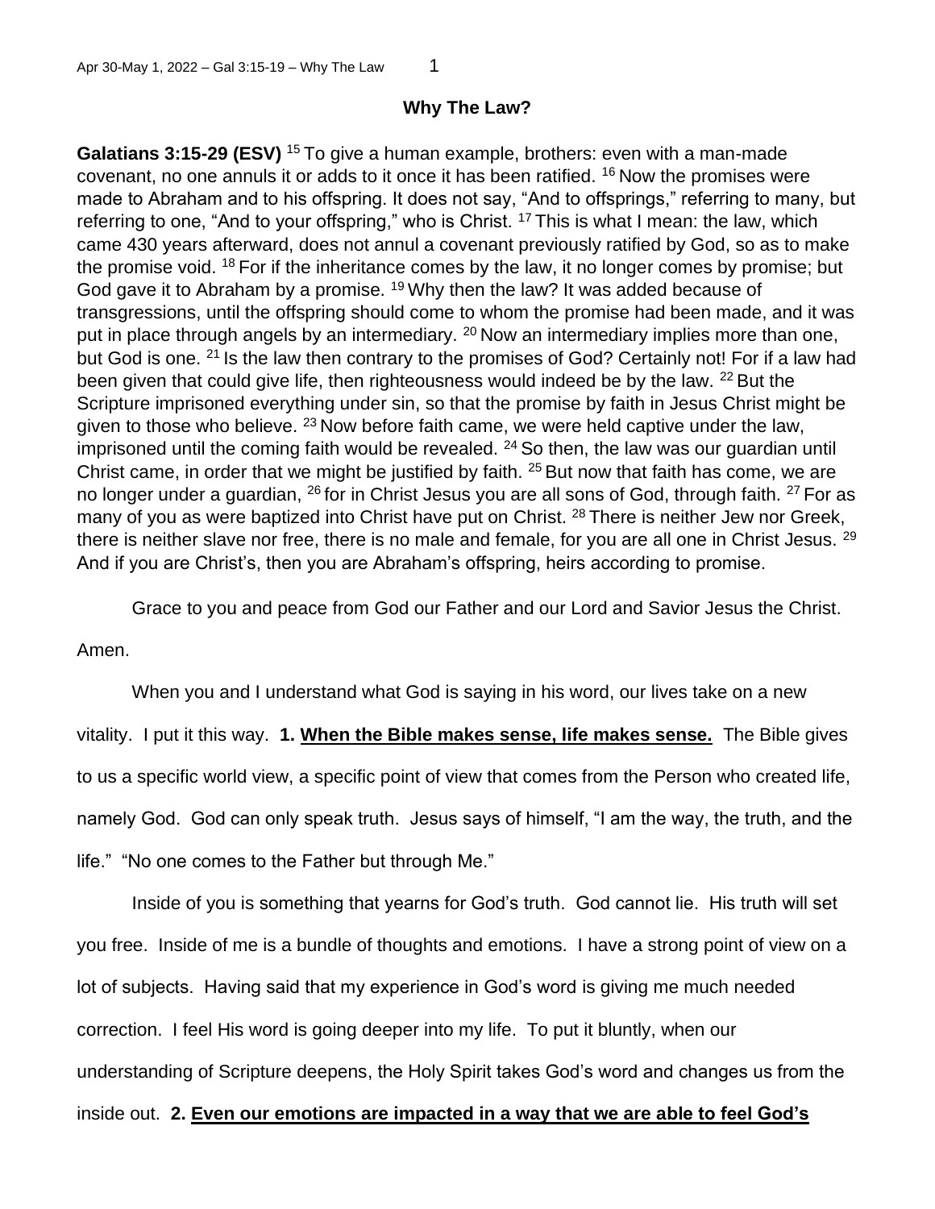## Why The Law?

**Galatians 3:15-29 (ESV)** [15] To give a human example, brothers: even with a man-made covenant, no one annuls it or adds to it once it has been ratified. [16] Now the promises were made to Abraham and to his offspring. It does not say, "And to offsprings," referring to many, but referring to one, "And to your offspring," who is Christ. [17] This is what I mean: the law, which came 430 years afterward, does not annul a covenant previously ratified by God, so as to make the promise void. [18] For if the inheritance comes by the law, it no longer comes by promise; but God gave it to Abraham by a promise. [19] Why then the law? It was added because of transgressions, until the offspring should come to whom the promise had been made, and it was put in place through angels by an intermediary. [20] Now an intermediary implies more than one, but God is one. [21] Is the law then contrary to the promises of God? Certainly not! For if a law had been given that could give life, then righteousness would indeed be by the law. [22] But the Scripture imprisoned everything under sin, so that the promise by faith in Jesus Christ might be given to those who believe. [23] Now before faith came, we were held captive under the law, imprisoned until the coming faith would be revealed. [24] So then, the law was our guardian until Christ came, in order that we might be justified by faith. [25] But now that faith has come, we are no longer under a guardian, [26] for in Christ Jesus you are all sons of God, through faith. [27] For as many of you as were baptized into Christ have put on Christ. [28] There is neither Jew nor Greek, there is neither slave nor free, there is no male and female, for you are all one in Christ Jesus. [29] And if you are Christ's, then you are Abraham's offspring, heirs according to promise.

Grace to you and peace from God our Father and our Lord and Savior Jesus the Christ. Amen.

When you and I understand what God is saying in his word, our lives take on a new vitality. I put it this way. **1. When the Bible makes sense, life makes sense.** The Bible gives to us a specific world view, a specific point of view that comes from the Person who created life, namely God. God can only speak truth. Jesus says of himself, "I am the way, the truth, and the life." "No one comes to the Father but through Me."

Inside of you is something that yearns for God's truth. God cannot lie. His truth will set you free. Inside of me is a bundle of thoughts and emotions. I have a strong point of view on a lot of subjects. Having said that my experience in God's word is giving me much needed correction. I feel His word is going deeper into my life. To put it bluntly, when our understanding of Scripture deepens, the Holy Spirit takes God's word and changes us from the inside out. **2. Even our emotions are impacted in a way that we are able to feel God's**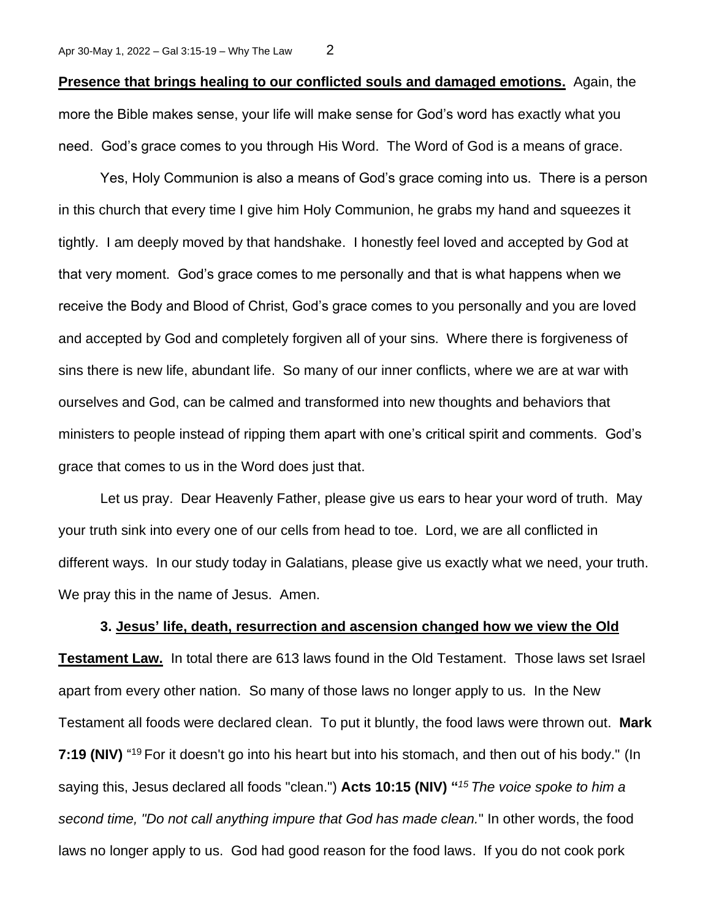**<u>Presence that brings healing to our conflicted souls and damaged emotions.</u>** Again, the more the Bible makes sense, your life will make sense for God's word has exactly what you need. God's grace comes to you through His Word. The Word of God is a means of grace.

Yes, Holy Communion is also a means of God's grace coming into us. There is a person in this church that every time I give him Holy Communion, he grabs my hand and squeezes it tightly. I am deeply moved by that handshake. I honestly feel loved and accepted by God at that very moment. God's grace comes to me personally and that is what happens when we receive the Body and Blood of Christ, God's grace comes to you personally and you are loved and accepted by God and completely forgiven all of your sins. Where there is forgiveness of sins there is new life, abundant life. So many of our inner conflicts, where we are at war with ourselves and God, can be calmed and transformed into new thoughts and behaviors that ministers to people instead of ripping them apart with one's critical spirit and comments. God's grace that comes to us in the Word does just that.

Let us pray. Dear Heavenly Father, please give us ears to hear your word of truth. May your truth sink into every one of our cells from head to toe. Lord, we are all conflicted in different ways. In our study today in Galatians, please give us exactly what we need, your truth. We pray this in the name of Jesus. Amen.

**3. <u>Jesus' life, death, resurrection and ascension changed how we view the Old Testament Law.</u>** In total there are 613 laws found in the Old Testament. Those laws set Israel apart from every other nation. So many of those laws no longer apply to us. In the New Testament all foods were declared clean. To put it bluntly, the food laws were thrown out. **Mark 7:19 (NIV)** "[19] For it doesn't go into his heart but into his stomach, and then out of his body." (In saying this, Jesus declared all foods "clean.") **Acts 10:15 (NIV) "***[15] The voice spoke to him a second time, "Do not call anything impure that God has made clean.*" In other words, the food laws no longer apply to us. God had good reason for the food laws. If you do not cook pork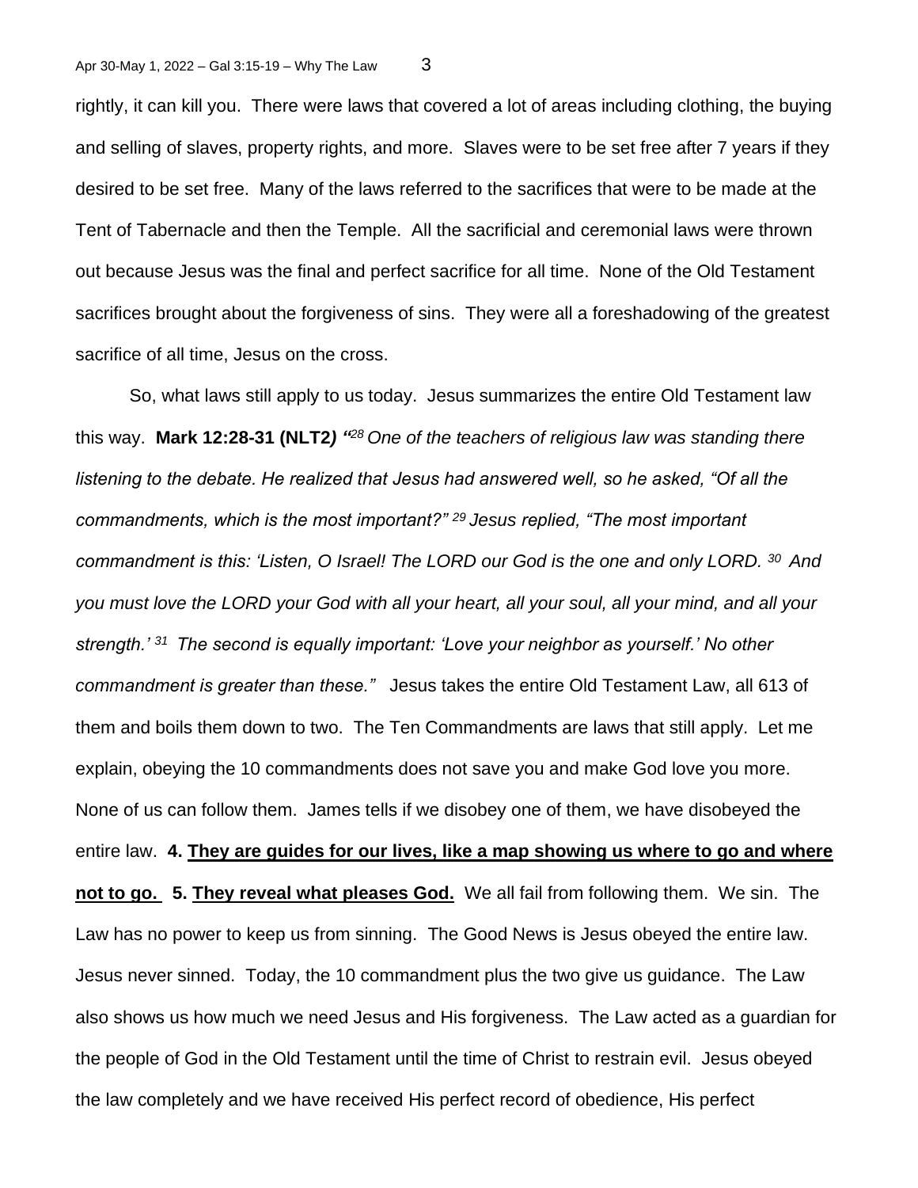rightly, it can kill you. There were laws that covered a lot of areas including clothing, the buying and selling of slaves, property rights, and more. Slaves were to be set free after 7 years if they desired to be set free. Many of the laws referred to the sacrifices that were to be made at the Tent of Tabernacle and then the Temple. All the sacrificial and ceremonial laws were thrown out because Jesus was the final and perfect sacrifice for all time. None of the Old Testament sacrifices brought about the forgiveness of sins. They were all a foreshadowing of the greatest sacrifice of all time, Jesus on the cross.

So, what laws still apply to us today. Jesus summarizes the entire Old Testament law this way. **Mark 12:28-31 (NLT2***) "[28] One of the teachers of religious law was standing there listening to the debate. He realized that Jesus had answered well, so he asked, "Of all the commandments, which is the most important?" [29] Jesus replied, "The most important commandment is this: 'Listen, O Israel! The LORD our God is the one and only LORD. [30] And you must love the LORD your God with all your heart, all your soul, all your mind, and all your strength.' [31] The second is equally important: 'Love your neighbor as yourself.' No other commandment is greater than these."* Jesus takes the entire Old Testament Law, all 613 of them and boils them down to two. The Ten Commandments are laws that still apply. Let me explain, obeying the 10 commandments does not save you and make God love you more. None of us can follow them. James tells if we disobey one of them, we have disobeyed the entire law. **4. <u>They are guides for our lives, like a map showing us where to go and where not to go.</u> 5. <u>They reveal what pleases God.</u>** We all fail from following them. We sin. The Law has no power to keep us from sinning. The Good News is Jesus obeyed the entire law. Jesus never sinned. Today, the 10 commandment plus the two give us guidance. The Law also shows us how much we need Jesus and His forgiveness. The Law acted as a guardian for the people of God in the Old Testament until the time of Christ to restrain evil. Jesus obeyed the law completely and we have received His perfect record of obedience, His perfect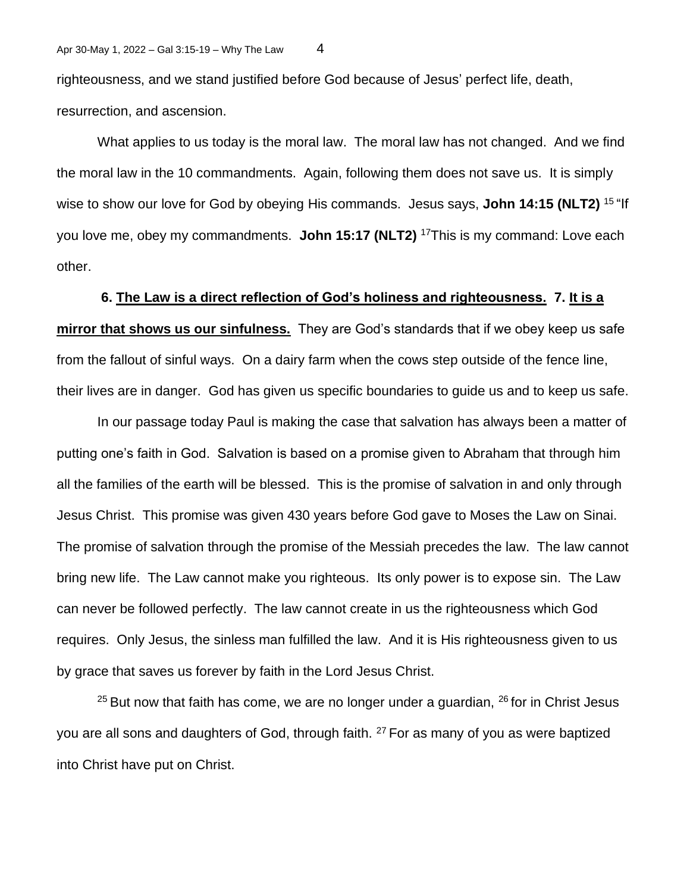righteousness, and we stand justified before God because of Jesus' perfect life, death, resurrection, and ascension.

What applies to us today is the moral law. The moral law has not changed. And we find the moral law in the 10 commandments. Again, following them does not save us. It is simply wise to show our love for God by obeying His commands. Jesus says, **John 14:15 (NLT2)** [15] "If you love me, obey my commandments. **John 15:17 (NLT2)** [17]This is my command: Love each other.

**6. <u>The Law is a direct reflection of God's holiness and righteousness.</u> 7. <u>It is a mirror that shows us our sinfulness.</u>** They are God's standards that if we obey keep us safe from the fallout of sinful ways. On a dairy farm when the cows step outside of the fence line, their lives are in danger. God has given us specific boundaries to guide us and to keep us safe.

In our passage today Paul is making the case that salvation has always been a matter of putting one's faith in God. Salvation is based on a promise given to Abraham that through him all the families of the earth will be blessed. This is the promise of salvation in and only through Jesus Christ. This promise was given 430 years before God gave to Moses the Law on Sinai. The promise of salvation through the promise of the Messiah precedes the law. The law cannot bring new life. The Law cannot make you righteous. Its only power is to expose sin. The Law can never be followed perfectly. The law cannot create in us the righteousness which God requires. Only Jesus, the sinless man fulfilled the law. And it is His righteousness given to us by grace that saves us forever by faith in the Lord Jesus Christ.

[25] But now that faith has come, we are no longer under a guardian, [26] for in Christ Jesus you are all sons and daughters of God, through faith. [27] For as many of you as were baptized into Christ have put on Christ.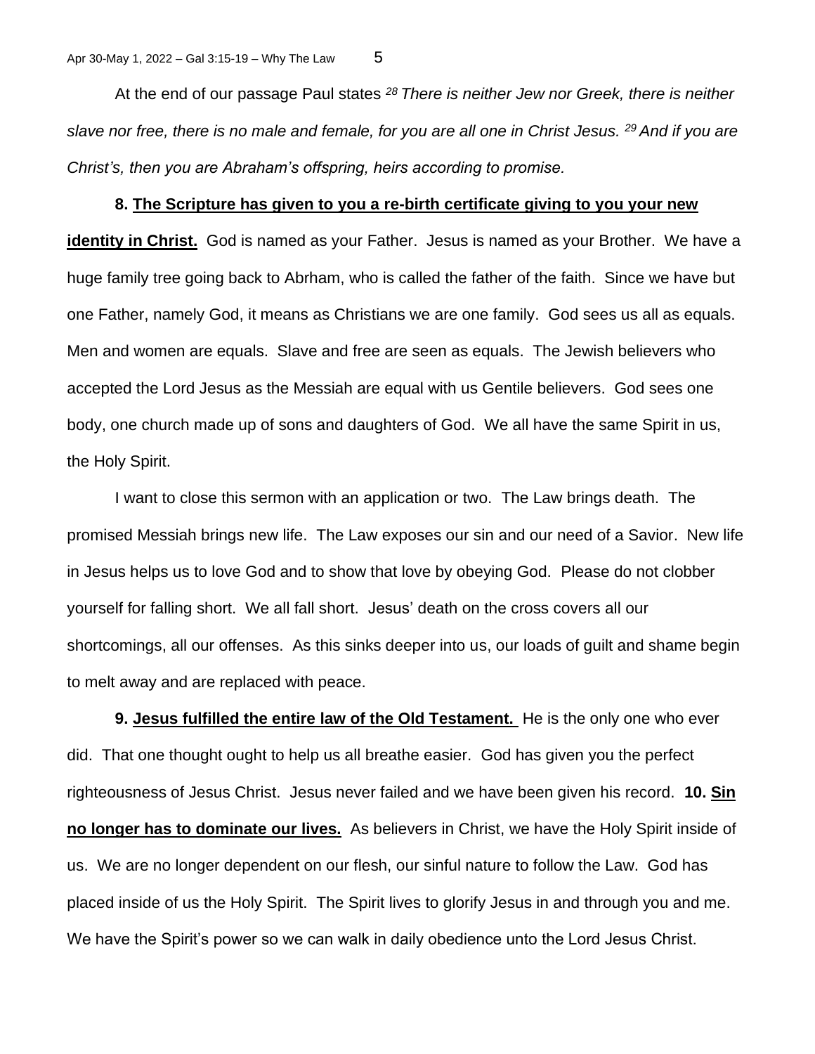At the end of our passage Paul states [28] *There is neither Jew nor Greek, there is neither slave nor free, there is no male and female, for you are all one in Christ Jesus.* [29] *And if you are Christ's, then you are Abraham's offspring, heirs according to promise.*

**8. <u>The Scripture has given to you a re-birth certificate giving to you your new identity in Christ.</u>** God is named as your Father. Jesus is named as your Brother. We have a huge family tree going back to Abrham, who is called the father of the faith. Since we have but one Father, namely God, it means as Christians we are one family. God sees us all as equals. Men and women are equals. Slave and free are seen as equals. The Jewish believers who accepted the Lord Jesus as the Messiah are equal with us Gentile believers. God sees one body, one church made up of sons and daughters of God. We all have the same Spirit in us, the Holy Spirit.

I want to close this sermon with an application or two. The Law brings death. The promised Messiah brings new life. The Law exposes our sin and our need of a Savior. New life in Jesus helps us to love God and to show that love by obeying God. Please do not clobber yourself for falling short. We all fall short. Jesus' death on the cross covers all our shortcomings, all our offenses. As this sinks deeper into us, our loads of guilt and shame begin to melt away and are replaced with peace.

**9. <u>Jesus fulfilled the entire law of the Old Testament.</u>** He is the only one who ever did. That one thought ought to help us all breathe easier. God has given you the perfect righteousness of Jesus Christ. Jesus never failed and we have been given his record. **10. <u>Sin no longer has to dominate our lives.</u>** As believers in Christ, we have the Holy Spirit inside of us. We are no longer dependent on our flesh, our sinful nature to follow the Law. God has placed inside of us the Holy Spirit. The Spirit lives to glorify Jesus in and through you and me. We have the Spirit's power so we can walk in daily obedience unto the Lord Jesus Christ.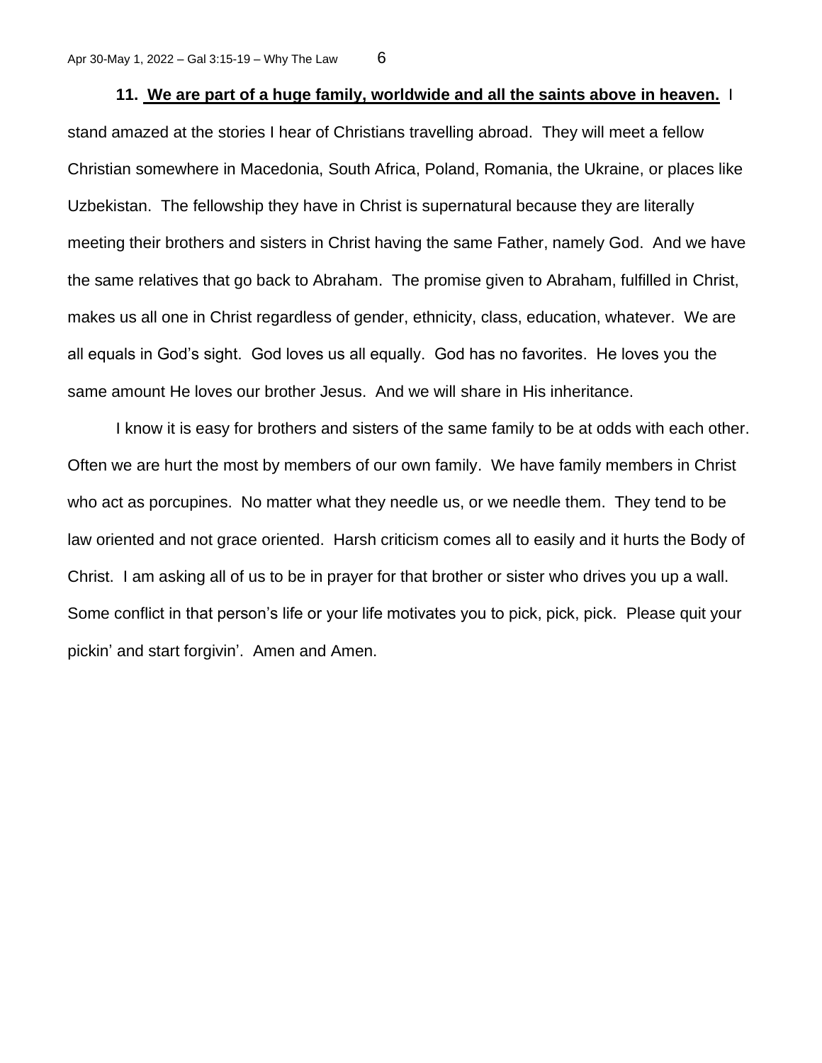**11. <u>We are part of a huge family, worldwide and all the saints above in heaven.</u>** I stand amazed at the stories I hear of Christians travelling abroad. They will meet a fellow Christian somewhere in Macedonia, South Africa, Poland, Romania, the Ukraine, or places like Uzbekistan. The fellowship they have in Christ is supernatural because they are literally meeting their brothers and sisters in Christ having the same Father, namely God. And we have the same relatives that go back to Abraham. The promise given to Abraham, fulfilled in Christ, makes us all one in Christ regardless of gender, ethnicity, class, education, whatever. We are all equals in God's sight. God loves us all equally. God has no favorites. He loves you the same amount He loves our brother Jesus. And we will share in His inheritance.

I know it is easy for brothers and sisters of the same family to be at odds with each other. Often we are hurt the most by members of our own family. We have family members in Christ who act as porcupines. No matter what they needle us, or we needle them. They tend to be law oriented and not grace oriented. Harsh criticism comes all to easily and it hurts the Body of Christ. I am asking all of us to be in prayer for that brother or sister who drives you up a wall. Some conflict in that person's life or your life motivates you to pick, pick, pick. Please quit your pickin' and start forgivin'. Amen and Amen.